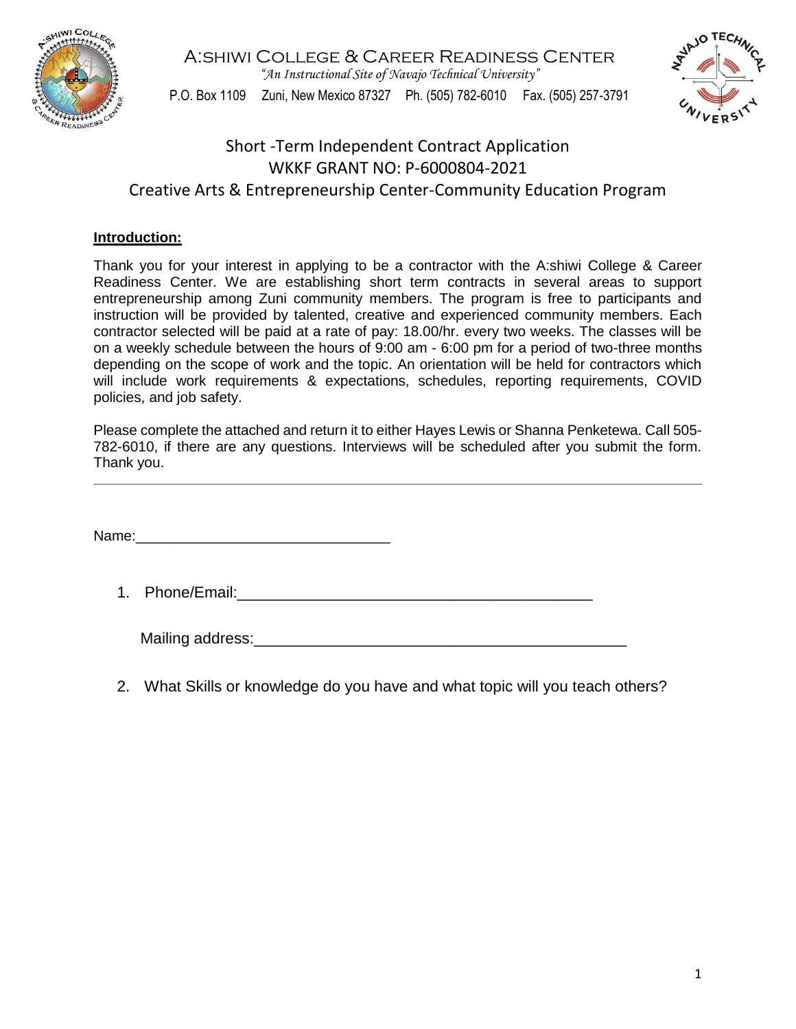# A:shiwi College & Career Readiness Center

*"An Instructional Site of Navajo Technical University"*

P.O. Box 1109  Zuni, New Mexico 87327  Ph. (505) 782-6010  Fax. (505) 257-3791

## Short -Term Independent Contract Application
## WKKF GRANT NO: P-6000804-2021
## Creative Arts & Entrepreneurship Center-Community Education Program

**Introduction:**

Thank you for your interest in applying to be a contractor with the A:shiwi College & Career Readiness Center. We are establishing short term contracts in several areas to support entrepreneurship among Zuni community members. The program is free to participants and instruction will be provided by talented, creative and experienced community members. Each contractor selected will be paid at a rate of pay: 18.00/hr. every two weeks. The classes will be on a weekly schedule between the hours of 9:00 am - 6:00 pm for a period of two-three months depending on the scope of work and the topic. An orientation will be held for contractors which will include work requirements & expectations, schedules, reporting requirements, COVID policies, and job safety.

Please complete the attached and return it to either Hayes Lewis or Shanna Penketewa. Call 505-782-6010, if there are any questions. Interviews will be scheduled after you submit the form. Thank you.

---

Name:_______________________________

1. Phone/Email:_________________________________________

   Mailing address:___________________________________________

2. What Skills or knowledge do you have and what topic will you teach others?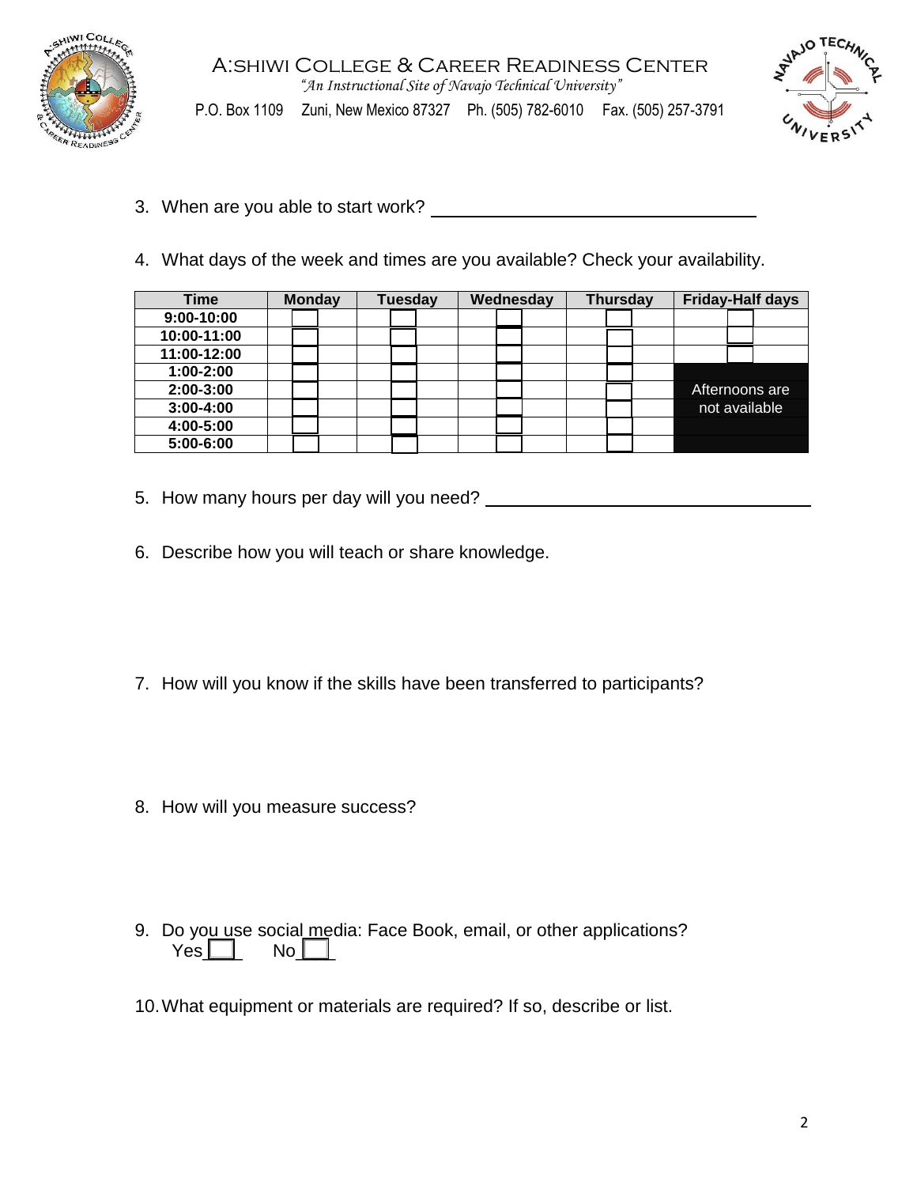# A:SHIWI COLLEGE & CAREER READINESS CENTER

*"An Instructional Site of Navajo Technical University"*

P.O. Box 1109 Zuni, New Mexico 87327 Ph. (505) 782-6010 Fax. (505) 257-3791

3. When are you able to start work? ______________________________

4. What days of the week and times are you available? Check your availability.

| Time | Monday | Tuesday | Wednesday | Thursday | Friday-Half days |
|---|---|---|---|---|---|
| 9:00-10:00 | ☐ | ☐ | ☐ | ☐ | ☐ |
| 10:00-11:00 | ☐ | ☐ | ☐ | ☐ | ☐ |
| 11:00-12:00 | ☐ | ☐ | ☐ | ☐ | ☐ |
| 1:00-2:00 | ☐ | ☐ | ☐ | ☐ | |
| 2:00-3:00 | ☐ | ☐ | ☐ | ☐ | Afternoons are |
| 3:00-4:00 | ☐ | ☐ | ☐ | ☐ | not available |
| 4:00-5:00 | ☐ | ☐ | ☐ | ☐ | |
| 5:00-6:00 | ☐ | ☐ | ☐ | ☐ | |

5. How many hours per day will you need? ______________________________

6. Describe how you will teach or share knowledge.

7. How will you know if the skills have been transferred to participants?

8. How will you measure success?

9. Do you use social media: Face Book, email, or other applications?
   Yes ☐ No ☐

10. What equipment or materials are required? If so, describe or list.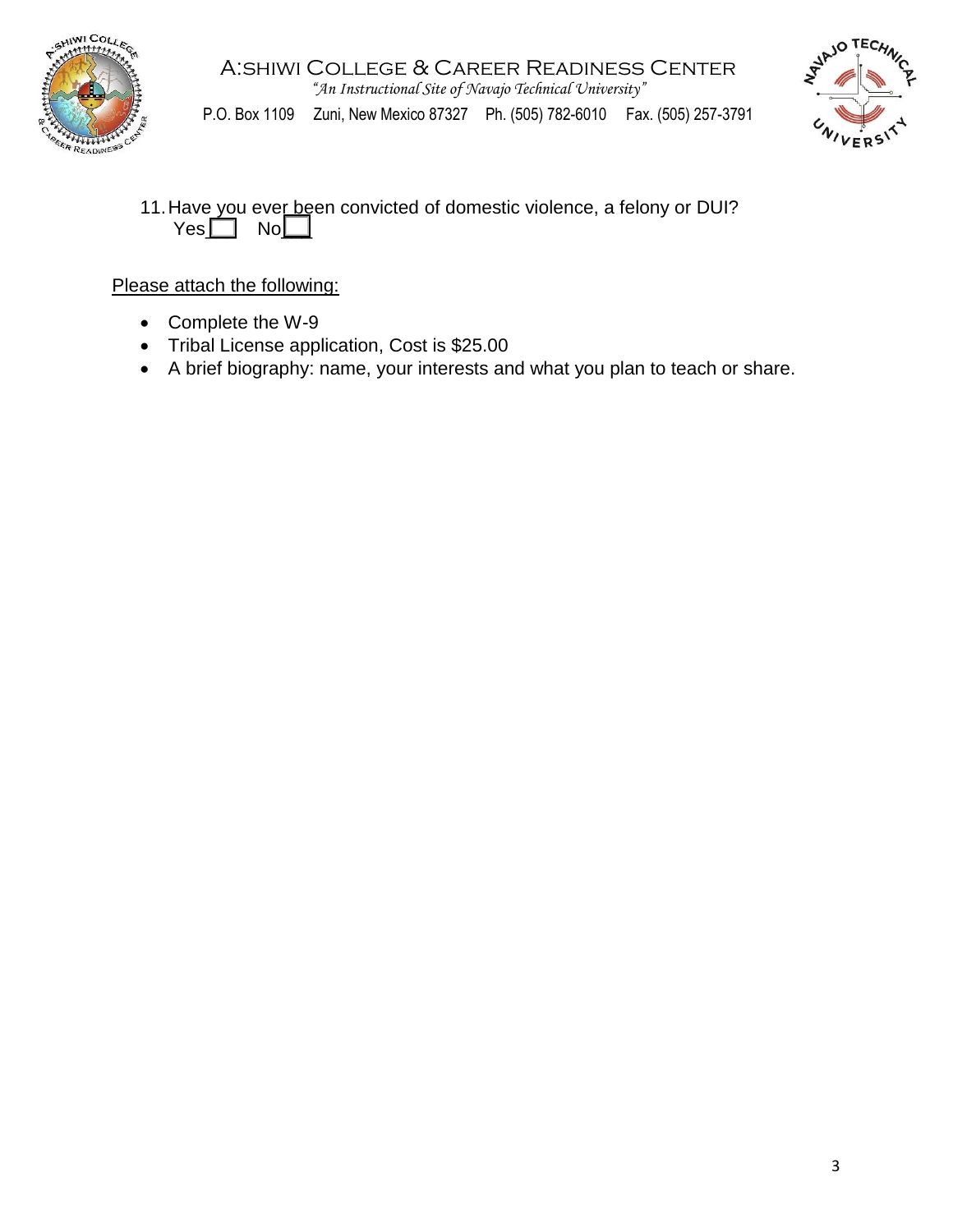11. Have you ever been convicted of domestic violence, a felony or DUI?
    Yes ☐ No ☐

Please attach the following:

- Complete the W-9
- Tribal License application, Cost is $25.00
- A brief biography: name, your interests and what you plan to teach or share.